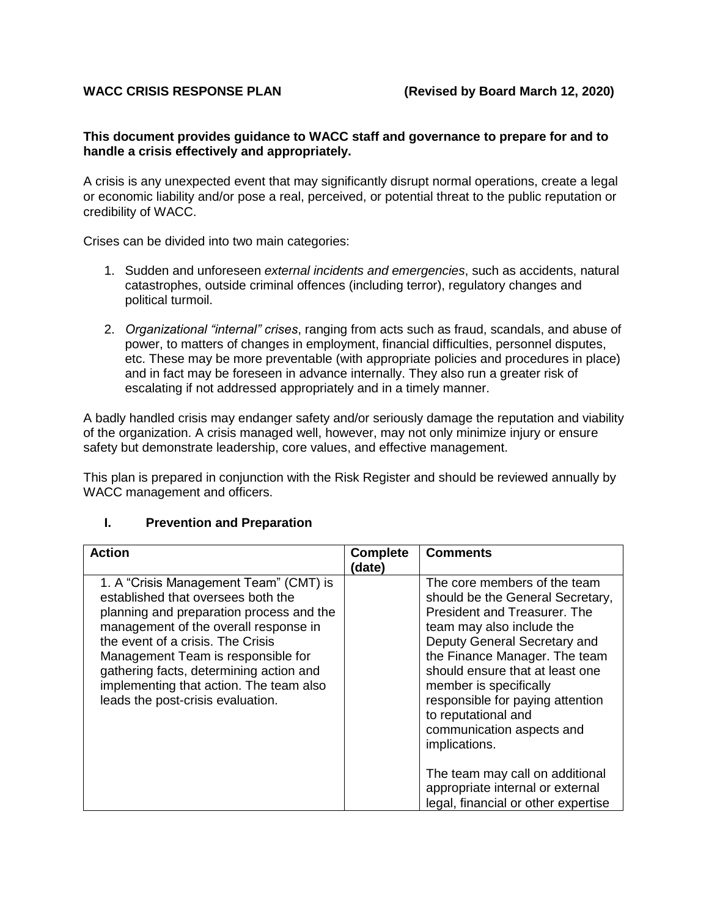**WACC CRISIS RESPONSE PLAN (Revised by Board March 12, 2020)**

**This document provides guidance to WACC staff and governance to prepare for and to handle a crisis effectively and appropriately.**

A crisis is any unexpected event that may significantly disrupt normal operations, create a legal or economic liability and/or pose a real, perceived, or potential threat to the public reputation or credibility of WACC.

Crises can be divided into two main categories:

1. Sudden and unforeseen *external incidents and emergencies*, such as accidents, natural catastrophes, outside criminal offences (including terror), regulatory changes and political turmoil.
2. *Organizational "internal" crises*, ranging from acts such as fraud, scandals, and abuse of power, to matters of changes in employment, financial difficulties, personnel disputes, etc. These may be more preventable (with appropriate policies and procedures in place) and in fact may be foreseen in advance internally. They also run a greater risk of escalating if not addressed appropriately and in a timely manner.

A badly handled crisis may endanger safety and/or seriously damage the reputation and viability of the organization. A crisis managed well, however, may not only minimize injury or ensure safety but demonstrate leadership, core values, and effective management.

This plan is prepared in conjunction with the Risk Register and should be reviewed annually by WACC management and officers.

## I. Prevention and Preparation

| **Action** | **Complete (date)** | **Comments** |
|---|---|---|
| 1. A "Crisis Management Team" (CMT) is established that oversees both the planning and preparation process and the management of the overall response in the event of a crisis. The Crisis Management Team is responsible for gathering facts, determining action and implementing that action. The team also leads the post-crisis evaluation. | | The core members of the team should be the General Secretary, President and Treasurer. The team may also include the Deputy General Secretary and the Finance Manager. The team should ensure that at least one member is specifically responsible for paying attention to reputational and communication aspects and implications.<br><br>The team may call on additional appropriate internal or external legal, financial or other expertise |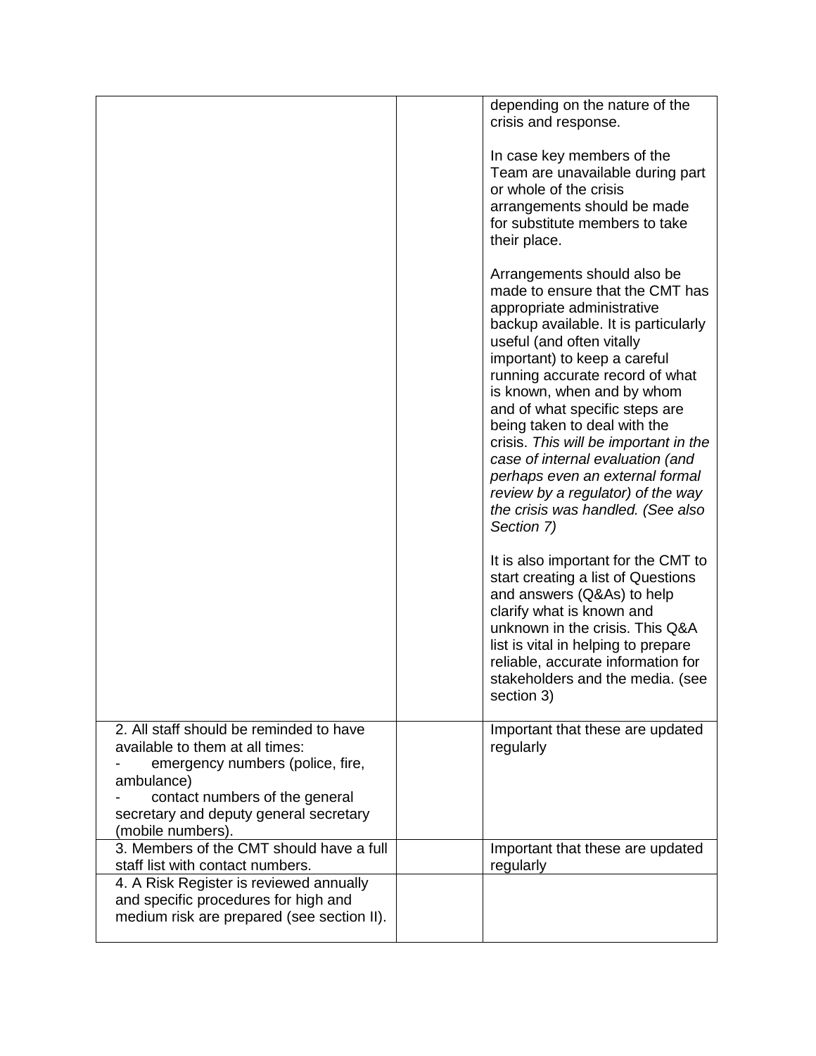| | | |
|---|---|---|
| | | depending on the nature of the crisis and response.<br><br>In case key members of the Team are unavailable during part or whole of the crisis arrangements should be made for substitute members to take their place.<br><br>Arrangements should also be made to ensure that the CMT has appropriate administrative backup available. It is particularly useful (and often vitally important) to keep a careful running accurate record of what is known, when and by whom and of what specific steps are being taken to deal with the crisis. *This will be important in the case of internal evaluation (and perhaps even an external formal review by a regulator) of the way the crisis was handled. (See also Section 7)*<br><br>It is also important for the CMT to start creating a list of Questions and answers (Q&As) to help clarify what is known and unknown in the crisis. This Q&A list is vital in helping to prepare reliable, accurate information for stakeholders and the media. (see section 3) |
| 2. All staff should be reminded to have available to them at all times:<br>- emergency numbers (police, fire, ambulance)<br>- contact numbers of the general secretary and deputy general secretary (mobile numbers). | | Important that these are updated regularly |
| 3. Members of the CMT should have a full staff list with contact numbers. | | Important that these are updated regularly |
| 4. A Risk Register is reviewed annually and specific procedures for high and medium risk are prepared (see section II). | | |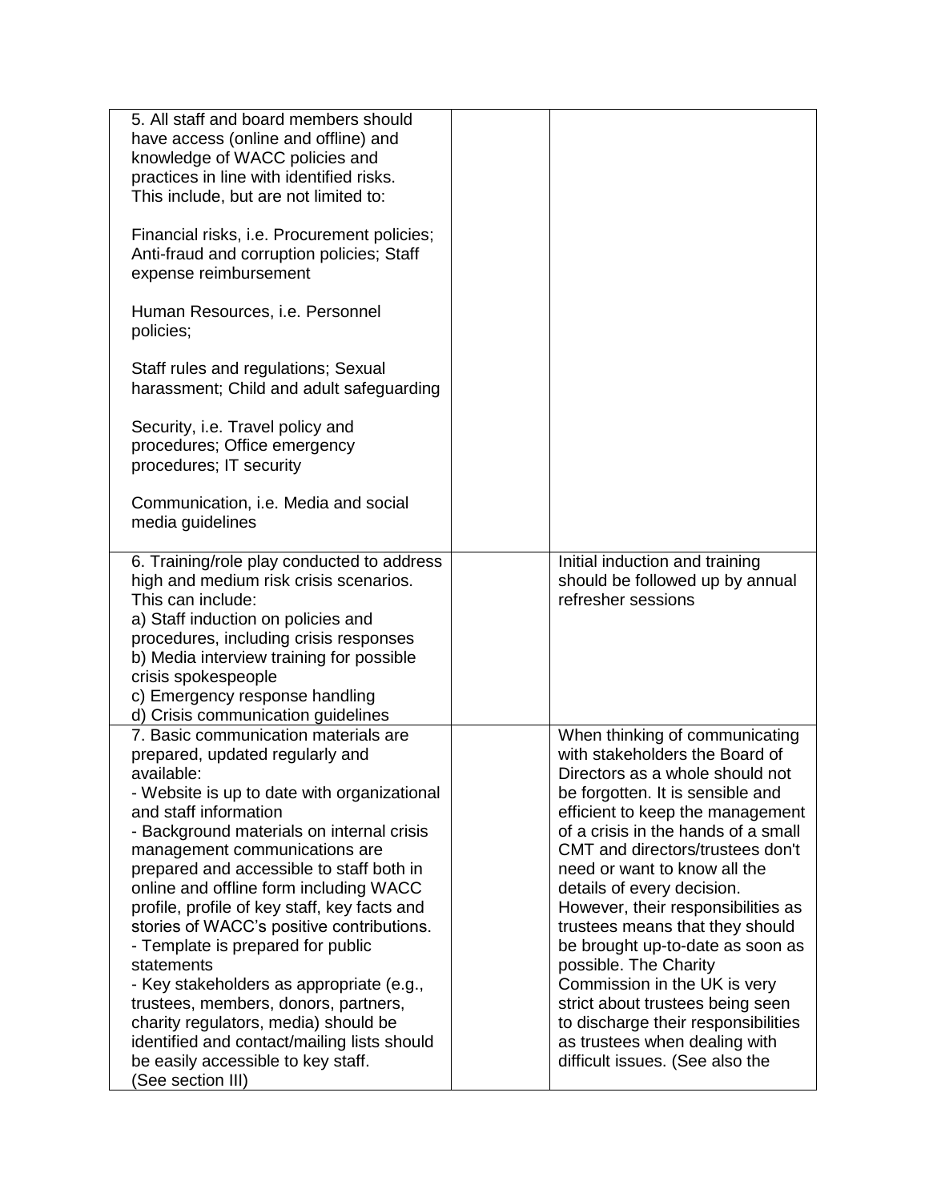| | | |
|---|---|---|
| 5. All staff and board members should have access (online and offline) and knowledge of WACC policies and practices in line with identified risks. This include, but are not limited to:<br><br>Financial risks, i.e. Procurement policies; Anti-fraud and corruption policies; Staff expense reimbursement<br><br>Human Resources, i.e. Personnel policies;<br><br>Staff rules and regulations; Sexual harassment; Child and adult safeguarding<br><br>Security, i.e. Travel policy and procedures; Office emergency procedures; IT security<br><br>Communication, i.e. Media and social media guidelines | | |
| 6. Training/role play conducted to address high and medium risk crisis scenarios. This can include:<br>a) Staff induction on policies and procedures, including crisis responses<br>b) Media interview training for possible crisis spokespeople<br>c) Emergency response handling<br>d) Crisis communication guidelines | | Initial induction and training should be followed up by annual refresher sessions |
| 7. Basic communication materials are prepared, updated regularly and available:<br>- Website is up to date with organizational and staff information<br>- Background materials on internal crisis management communications are prepared and accessible to staff both in online and offline form including WACC profile, profile of key staff, key facts and stories of WACC's positive contributions.<br>- Template is prepared for public statements<br>- Key stakeholders as appropriate (e.g., trustees, members, donors, partners, charity regulators, media) should be identified and contact/mailing lists should be easily accessible to key staff.<br>(See section III) | | When thinking of communicating with stakeholders the Board of Directors as a whole should not be forgotten. It is sensible and efficient to keep the management of a crisis in the hands of a small CMT and directors/trustees don't need or want to know all the details of every decision. However, their responsibilities as trustees means that they should be brought up-to-date as soon as possible. The Charity Commission in the UK is very strict about trustees being seen to discharge their responsibilities as trustees when dealing with difficult issues. (See also the |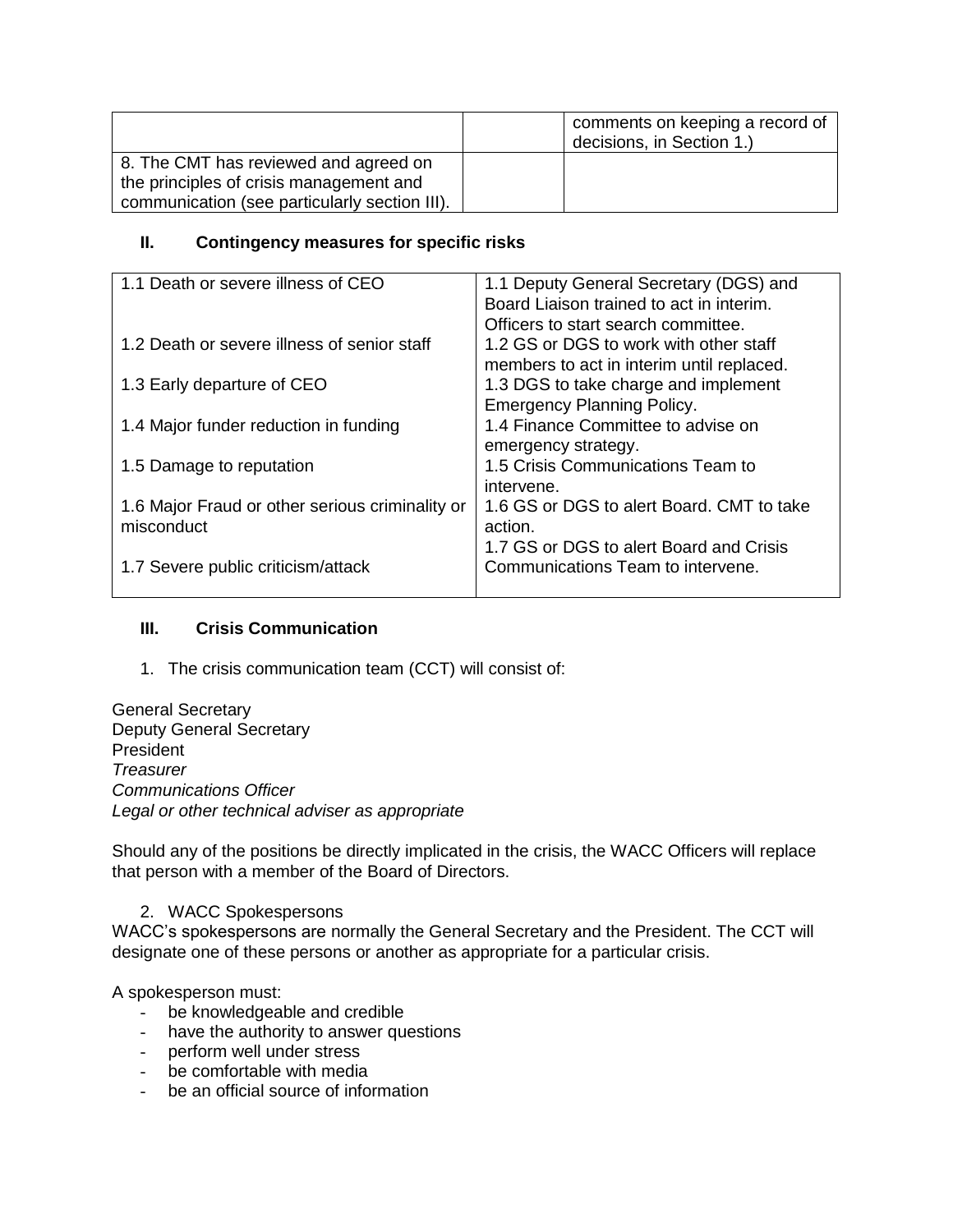| | | |
|---|---|---|
| | | comments on keeping a record of decisions, in Section 1.) |
| 8. The CMT has reviewed and agreed on the principles of crisis management and communication (see particularly section III). | | |

## II. Contingency measures for specific risks

| | |
|---|---|
| 1.1 Death or severe illness of CEO | 1.1 Deputy General Secretary (DGS) and Board Liaison trained to act in interim. Officers to start search committee. |
| 1.2 Death or severe illness of senior staff | 1.2 GS or DGS to work with other staff members to act in interim until replaced. |
| 1.3 Early departure of CEO | 1.3 DGS to take charge and implement Emergency Planning Policy. |
| 1.4 Major funder reduction in funding | 1.4 Finance Committee to advise on emergency strategy. |
| 1.5 Damage to reputation | 1.5 Crisis Communications Team to intervene. |
| 1.6 Major Fraud or other serious criminality or misconduct | 1.6 GS or DGS to alert Board. CMT to take action. |
| 1.7 Severe public criticism/attack | 1.7 GS or DGS to alert Board and Crisis Communications Team to intervene. |

## III. Crisis Communication

1. The crisis communication team (CCT) will consist of:

General Secretary  
Deputy General Secretary  
President  
*Treasurer*  
*Communications Officer*  
*Legal or other technical adviser as appropriate*

Should any of the positions be directly implicated in the crisis, the WACC Officers will replace that person with a member of the Board of Directors.

2. WACC Spokespersons

WACC's spokespersons are normally the General Secretary and the President. The CCT will designate one of these persons or another as appropriate for a particular crisis.

A spokesperson must:

- be knowledgeable and credible
- have the authority to answer questions
- perform well under stress
- be comfortable with media
- be an official source of information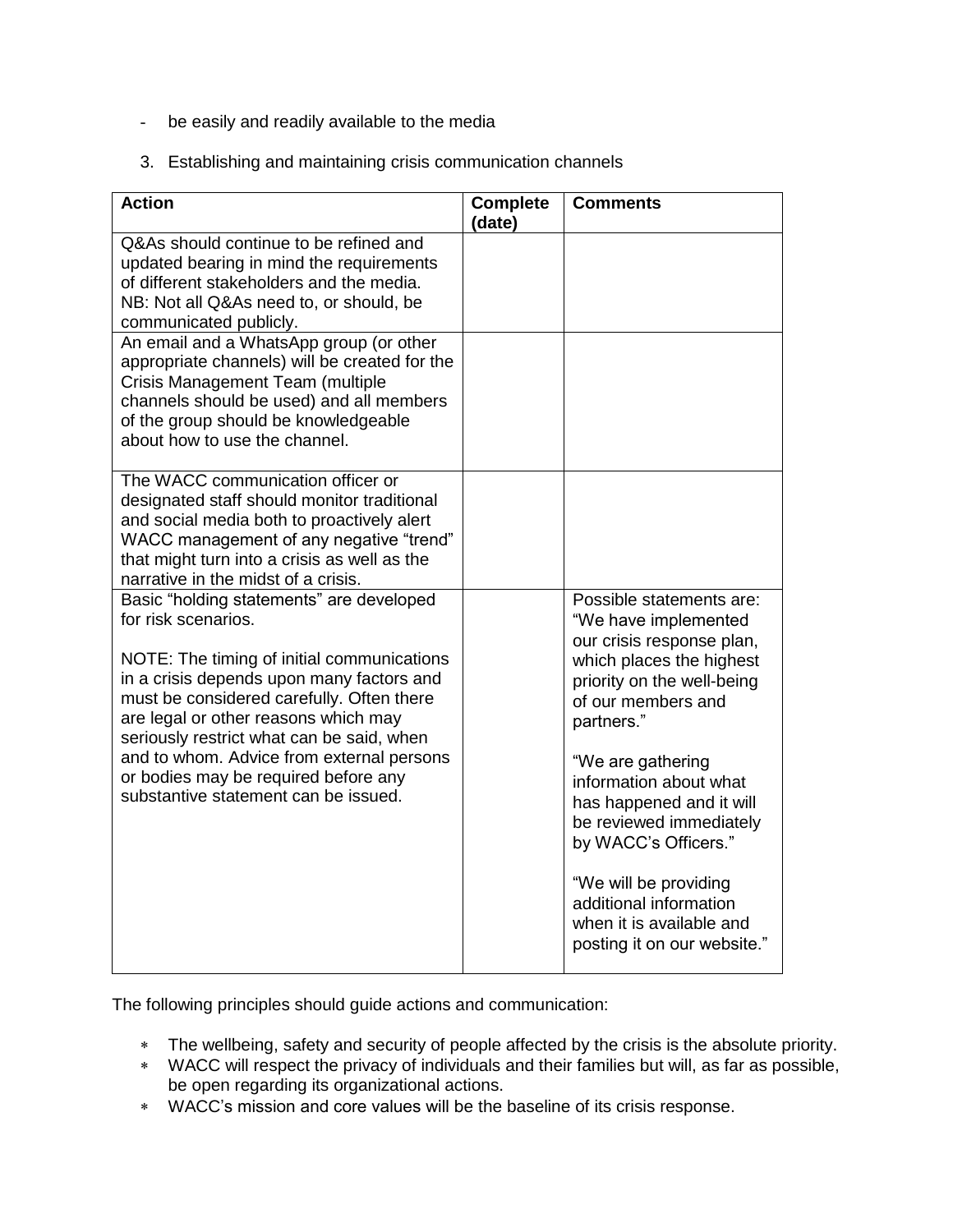- be easily and readily available to the media

3. Establishing and maintaining crisis communication channels

| Action | Complete (date) | Comments |
|---|---|---|
| Q&As should continue to be refined and updated bearing in mind the requirements of different stakeholders and the media. NB: Not all Q&As need to, or should, be communicated publicly. | | |
| An email and a WhatsApp group (or other appropriate channels) will be created for the Crisis Management Team (multiple channels should be used) and all members of the group should be knowledgeable about how to use the channel. | | |
| The WACC communication officer or designated staff should monitor traditional and social media both to proactively alert WACC management of any negative "trend" that might turn into a crisis as well as the narrative in the midst of a crisis. | | |
| Basic "holding statements" are developed for risk scenarios.<br><br>NOTE: The timing of initial communications in a crisis depends upon many factors and must be considered carefully. Often there are legal or other reasons which may seriously restrict what can be said, when and to whom. Advice from external persons or bodies may be required before any substantive statement can be issued. | | Possible statements are: "We have implemented our crisis response plan, which places the highest priority on the well-being of our members and partners."<br><br>"We are gathering information about what has happened and it will be reviewed immediately by WACC's Officers."<br><br>"We will be providing additional information when it is available and posting it on our website." |

The following principles should guide actions and communication:

- The wellbeing, safety and security of people affected by the crisis is the absolute priority.
- WACC will respect the privacy of individuals and their families but will, as far as possible, be open regarding its organizational actions.
- WACC's mission and core values will be the baseline of its crisis response.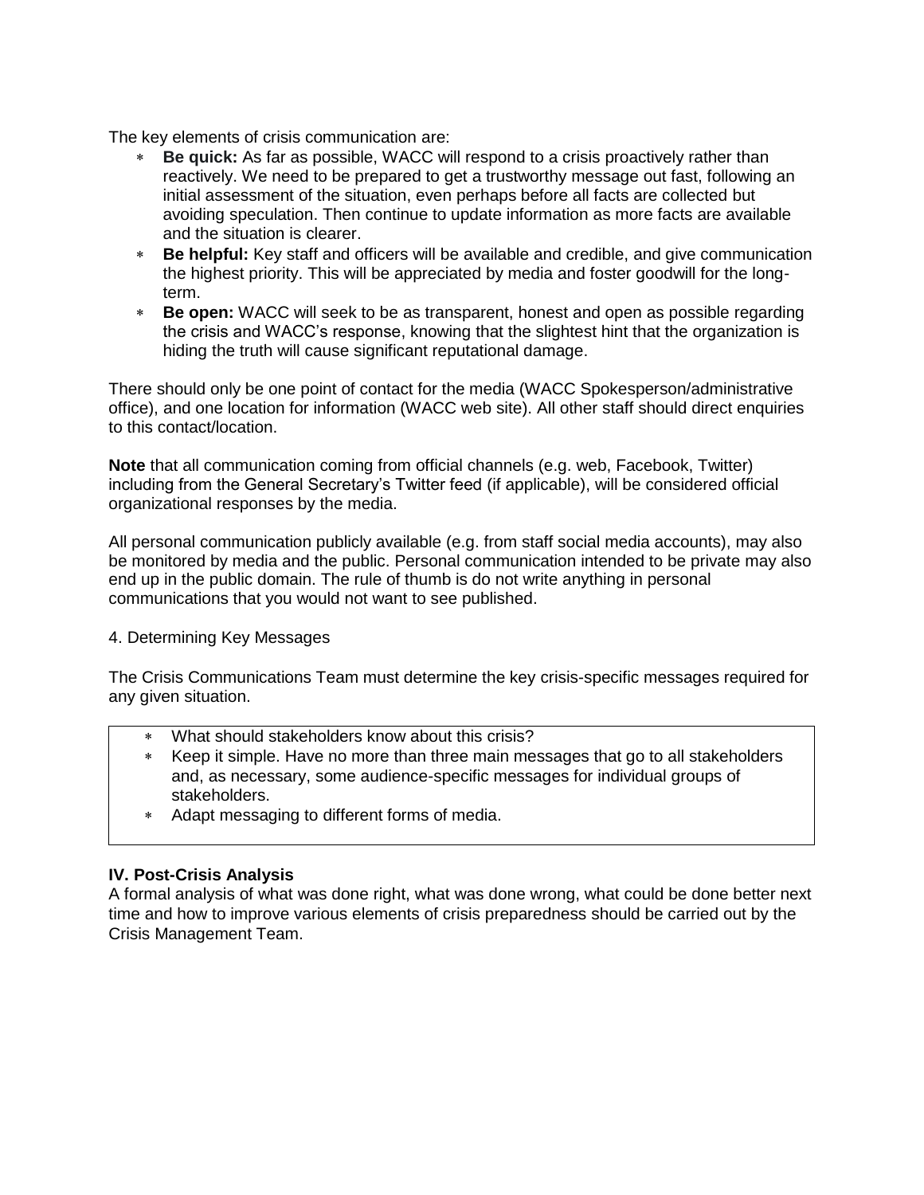The key elements of crisis communication are:

- **Be quick:** As far as possible, WACC will respond to a crisis proactively rather than reactively. We need to be prepared to get a trustworthy message out fast, following an initial assessment of the situation, even perhaps before all facts are collected but avoiding speculation. Then continue to update information as more facts are available and the situation is clearer.
- **Be helpful:** Key staff and officers will be available and credible, and give communication the highest priority. This will be appreciated by media and foster goodwill for the long-term.
- **Be open:** WACC will seek to be as transparent, honest and open as possible regarding the crisis and WACC's response, knowing that the slightest hint that the organization is hiding the truth will cause significant reputational damage.

There should only be one point of contact for the media (WACC Spokesperson/administrative office), and one location for information (WACC web site). All other staff should direct enquiries to this contact/location.

**Note** that all communication coming from official channels (e.g. web, Facebook, Twitter) including from the General Secretary's Twitter feed (if applicable), will be considered official organizational responses by the media.

All personal communication publicly available (e.g. from staff social media accounts), may also be monitored by media and the public. Personal communication intended to be private may also end up in the public domain. The rule of thumb is do not write anything in personal communications that you would not want to see published.

4. Determining Key Messages

The Crisis Communications Team must determine the key crisis-specific messages required for any given situation.

- What should stakeholders know about this crisis?
- Keep it simple. Have no more than three main messages that go to all stakeholders and, as necessary, some audience-specific messages for individual groups of stakeholders.
- Adapt messaging to different forms of media.

### IV. Post-Crisis Analysis

A formal analysis of what was done right, what was done wrong, what could be done better next time and how to improve various elements of crisis preparedness should be carried out by the Crisis Management Team.